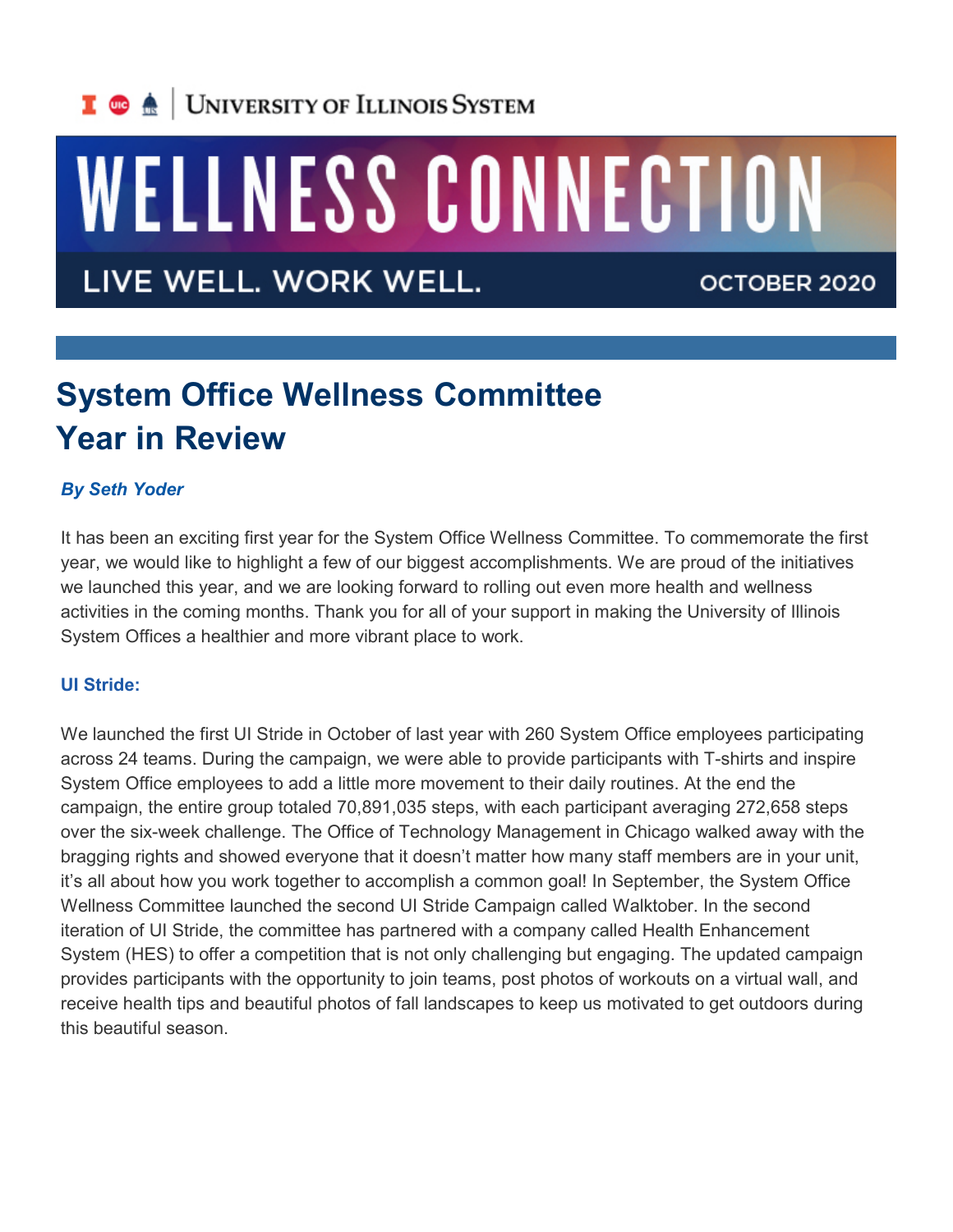University of Illinois System

# WELLNESS CONNECTION

LIVE WELL. WORK WELL. OCTOBER 2020

## System Office Wellness Committee Year in Review

***By Seth Yoder***

It has been an exciting first year for the System Office Wellness Committee. To commemorate the first year, we would like to highlight a few of our biggest accomplishments. We are proud of the initiatives we launched this year, and we are looking forward to rolling out even more health and wellness activities in the coming months. Thank you for all of your support in making the University of Illinois System Offices a healthier and more vibrant place to work.

### UI Stride:

We launched the first UI Stride in October of last year with 260 System Office employees participating across 24 teams. During the campaign, we were able to provide participants with T-shirts and inspire System Office employees to add a little more movement to their daily routines. At the end the campaign, the entire group totaled 70,891,035 steps, with each participant averaging 272,658 steps over the six-week challenge. The Office of Technology Management in Chicago walked away with the bragging rights and showed everyone that it doesn't matter how many staff members are in your unit, it's all about how you work together to accomplish a common goal! In September, the System Office Wellness Committee launched the second UI Stride Campaign called Walktober. In the second iteration of UI Stride, the committee has partnered with a company called Health Enhancement System (HES) to offer a competition that is not only challenging but engaging. The updated campaign provides participants with the opportunity to join teams, post photos of workouts on a virtual wall, and receive health tips and beautiful photos of fall landscapes to keep us motivated to get outdoors during this beautiful season.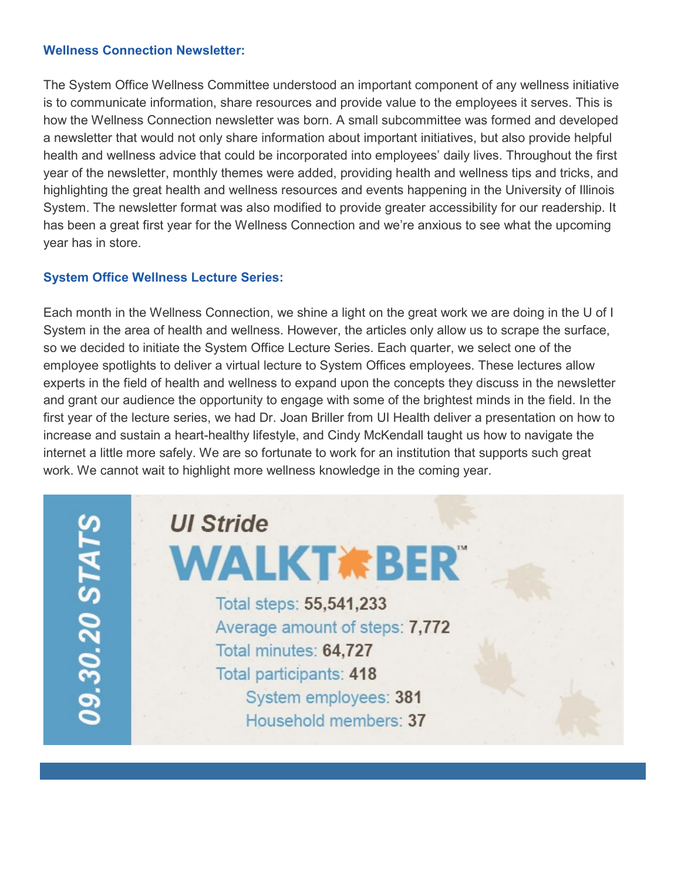### Wellness Connection Newsletter:

The System Office Wellness Committee understood an important component of any wellness initiative is to communicate information, share resources and provide value to the employees it serves. This is how the Wellness Connection newsletter was born. A small subcommittee was formed and developed a newsletter that would not only share information about important initiatives, but also provide helpful health and wellness advice that could be incorporated into employees' daily lives. Throughout the first year of the newsletter, monthly themes were added, providing health and wellness tips and tricks, and highlighting the great health and wellness resources and events happening in the University of Illinois System. The newsletter format was also modified to provide greater accessibility for our readership. It has been a great first year for the Wellness Connection and we're anxious to see what the upcoming year has in store.

### System Office Wellness Lecture Series:

Each month in the Wellness Connection, we shine a light on the great work we are doing in the U of I System in the area of health and wellness. However, the articles only allow us to scrape the surface, so we decided to initiate the System Office Lecture Series. Each quarter, we select one of the employee spotlights to deliver a virtual lecture to System Offices employees. These lectures allow experts in the field of health and wellness to expand upon the concepts they discuss in the newsletter and grant our audience the opportunity to engage with some of the brightest minds in the field. In the first year of the lecture series, we had Dr. Joan Briller from UI Health deliver a presentation on how to increase and sustain a heart-healthy lifestyle, and Cindy McKendall taught us how to navigate the internet a little more safely. We are so fortunate to work for an institution that supports such great work. We cannot wait to highlight more wellness knowledge in the coming year.

**09.30.20 STATS**

*UI Stride*

**WALKTOBER™**

Total steps: **55,541,233**
Average amount of steps: **7,772**
Total minutes: **64,727**
Total participants: **418**
- System employees: **381**
- Household members: **37**